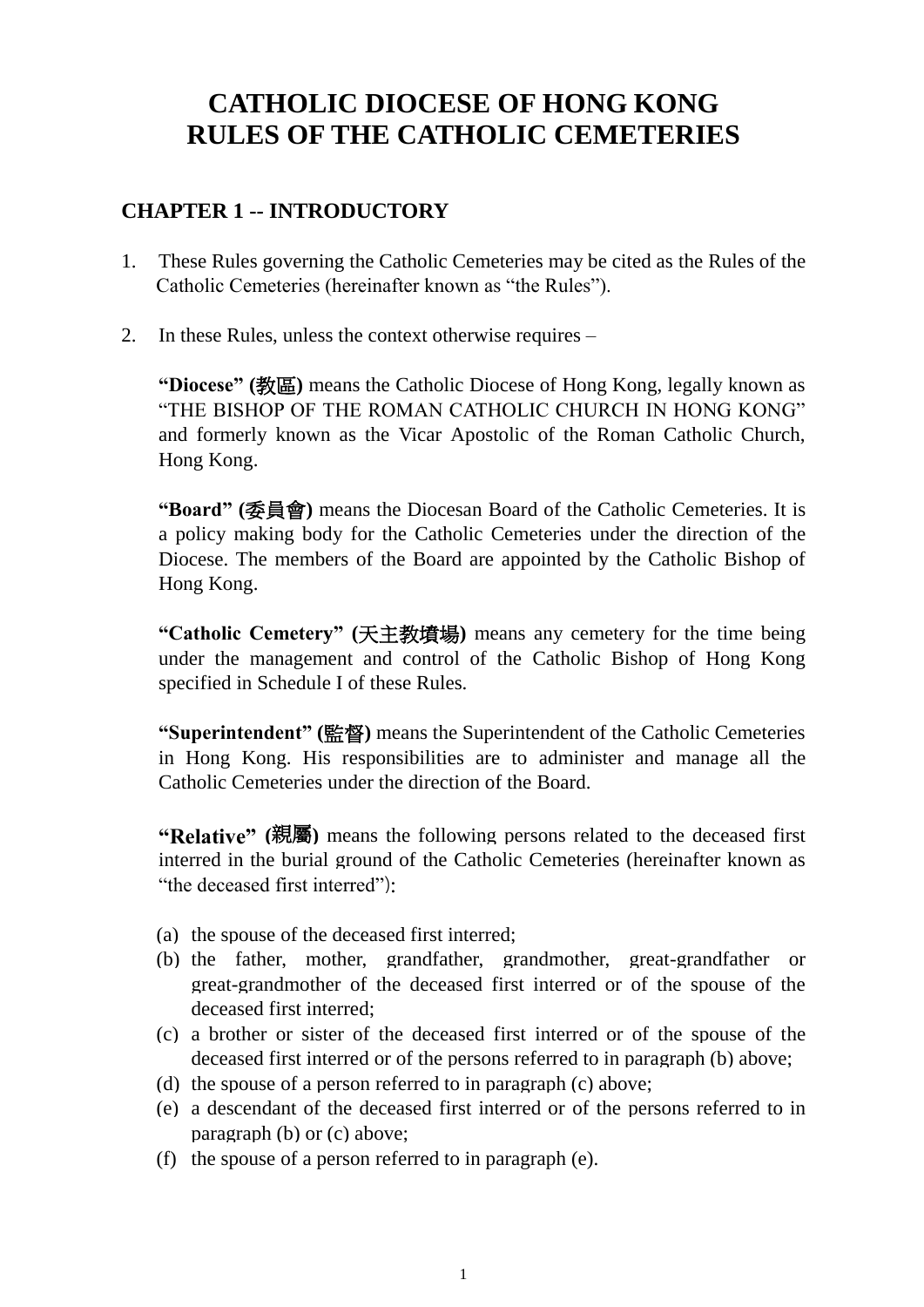# CATHOLIC DIOCESE OF HONG KONG
# RULES OF THE CATHOLIC CEMETERIES

## CHAPTER 1 -- INTRODUCTORY

1. These Rules governing the Catholic Cemeteries may be cited as the Rules of the Catholic Cemeteries (hereinafter known as "the Rules").

2. In these Rules, unless the context otherwise requires –

   **"Diocese" (教區)** means the Catholic Diocese of Hong Kong, legally known as "THE BISHOP OF THE ROMAN CATHOLIC CHURCH IN HONG KONG" and formerly known as the Vicar Apostolic of the Roman Catholic Church, Hong Kong.

   **"Board" (委員會)** means the Diocesan Board of the Catholic Cemeteries. It is a policy making body for the Catholic Cemeteries under the direction of the Diocese. The members of the Board are appointed by the Catholic Bishop of Hong Kong.

   **"Catholic Cemetery" (天主教墳場)** means any cemetery for the time being under the management and control of the Catholic Bishop of Hong Kong specified in Schedule I of these Rules.

   **"Superintendent" (監督)** means the Superintendent of the Catholic Cemeteries in Hong Kong. His responsibilities are to administer and manage all the Catholic Cemeteries under the direction of the Board.

   **"Relative" (親屬)** means the following persons related to the deceased first interred in the burial ground of the Catholic Cemeteries (hereinafter known as "the deceased first interred"):

   (a) the spouse of the deceased first interred;
   (b) the father, mother, grandfather, grandmother, great-grandfather or great-grandmother of the deceased first interred or of the spouse of the deceased first interred;
   (c) a brother or sister of the deceased first interred or of the spouse of the deceased first interred or of the persons referred to in paragraph (b) above;
   (d) the spouse of a person referred to in paragraph (c) above;
   (e) a descendant of the deceased first interred or of the persons referred to in paragraph (b) or (c) above;
   (f) the spouse of a person referred to in paragraph (e).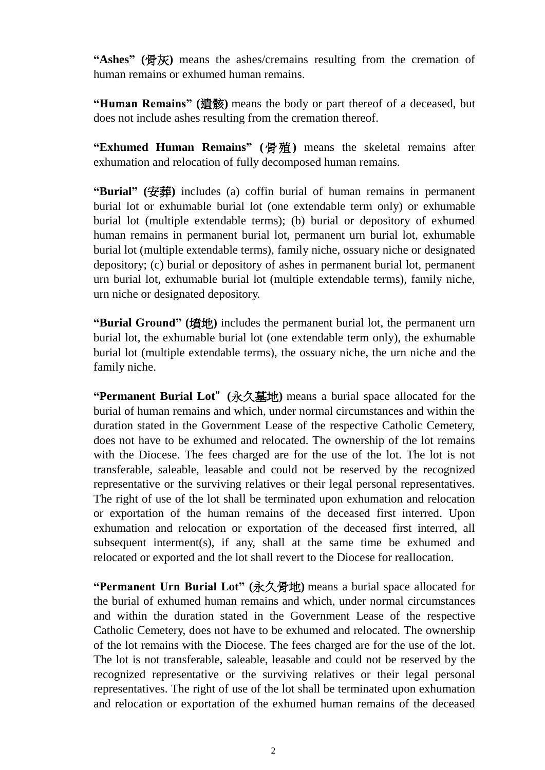**"Ashes" (骨灰)** means the ashes/cremains resulting from the cremation of human remains or exhumed human remains.

**"Human Remains" (遺骸)** means the body or part thereof of a deceased, but does not include ashes resulting from the cremation thereof.

**"Exhumed Human Remains" (骨殖)** means the skeletal remains after exhumation and relocation of fully decomposed human remains.

**"Burial" (安葬)** includes (a) coffin burial of human remains in permanent burial lot or exhumable burial lot (one extendable term only) or exhumable burial lot (multiple extendable terms); (b) burial or depository of exhumed human remains in permanent burial lot, permanent urn burial lot, exhumable burial lot (multiple extendable terms), family niche, ossuary niche or designated depository; (c) burial or depository of ashes in permanent burial lot, permanent urn burial lot, exhumable burial lot (multiple extendable terms), family niche, urn niche or designated depository.

**"Burial Ground" (墳地)** includes the permanent burial lot, the permanent urn burial lot, the exhumable burial lot (one extendable term only), the exhumable burial lot (multiple extendable terms), the ossuary niche, the urn niche and the family niche.

**"Permanent Burial Lot" (永久墓地)** means a burial space allocated for the burial of human remains and which, under normal circumstances and within the duration stated in the Government Lease of the respective Catholic Cemetery, does not have to be exhumed and relocated. The ownership of the lot remains with the Diocese. The fees charged are for the use of the lot. The lot is not transferable, saleable, leasable and could not be reserved by the recognized representative or the surviving relatives or their legal personal representatives. The right of use of the lot shall be terminated upon exhumation and relocation or exportation of the human remains of the deceased first interred. Upon exhumation and relocation or exportation of the deceased first interred, all subsequent interment(s), if any, shall at the same time be exhumed and relocated or exported and the lot shall revert to the Diocese for reallocation.

**"Permanent Urn Burial Lot" (永久骨地)** means a burial space allocated for the burial of exhumed human remains and which, under normal circumstances and within the duration stated in the Government Lease of the respective Catholic Cemetery, does not have to be exhumed and relocated. The ownership of the lot remains with the Diocese. The fees charged are for the use of the lot. The lot is not transferable, saleable, leasable and could not be reserved by the recognized representative or the surviving relatives or their legal personal representatives. The right of use of the lot shall be terminated upon exhumation and relocation or exportation of the exhumed human remains of the deceased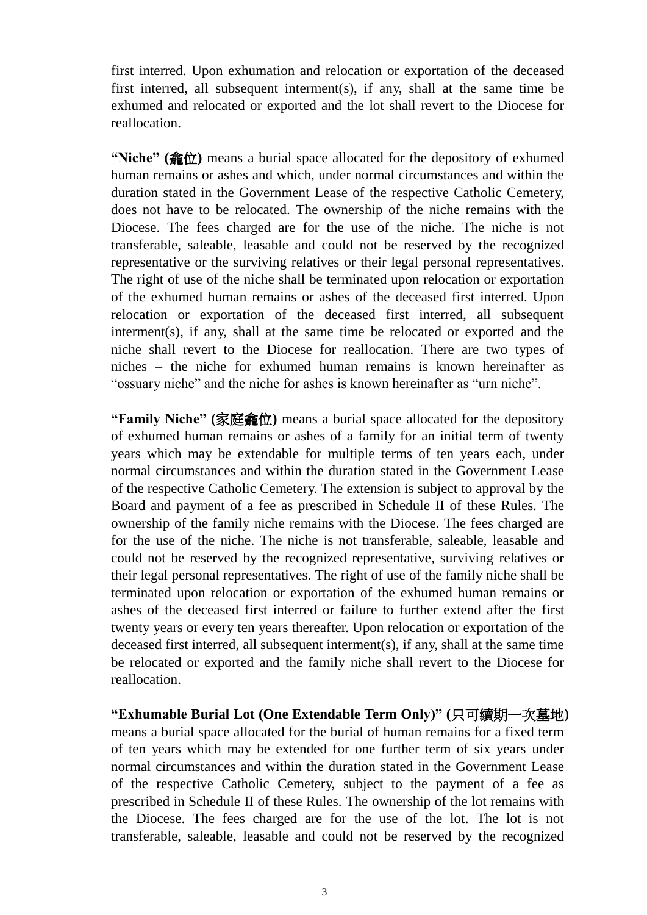first interred. Upon exhumation and relocation or exportation of the deceased first interred, all subsequent interment(s), if any, shall at the same time be exhumed and relocated or exported and the lot shall revert to the Diocese for reallocation.

**"Niche" (龕位)** means a burial space allocated for the depository of exhumed human remains or ashes and which, under normal circumstances and within the duration stated in the Government Lease of the respective Catholic Cemetery, does not have to be relocated. The ownership of the niche remains with the Diocese. The fees charged are for the use of the niche. The niche is not transferable, saleable, leasable and could not be reserved by the recognized representative or the surviving relatives or their legal personal representatives. The right of use of the niche shall be terminated upon relocation or exportation of the exhumed human remains or ashes of the deceased first interred. Upon relocation or exportation of the deceased first interred, all subsequent interment(s), if any, shall at the same time be relocated or exported and the niche shall revert to the Diocese for reallocation. There are two types of niches – the niche for exhumed human remains is known hereinafter as "ossuary niche" and the niche for ashes is known hereinafter as "urn niche".

**"Family Niche" (家庭龕位)** means a burial space allocated for the depository of exhumed human remains or ashes of a family for an initial term of twenty years which may be extendable for multiple terms of ten years each, under normal circumstances and within the duration stated in the Government Lease of the respective Catholic Cemetery. The extension is subject to approval by the Board and payment of a fee as prescribed in Schedule II of these Rules. The ownership of the family niche remains with the Diocese. The fees charged are for the use of the niche. The niche is not transferable, saleable, leasable and could not be reserved by the recognized representative, surviving relatives or their legal personal representatives. The right of use of the family niche shall be terminated upon relocation or exportation of the exhumed human remains or ashes of the deceased first interred or failure to further extend after the first twenty years or every ten years thereafter. Upon relocation or exportation of the deceased first interred, all subsequent interment(s), if any, shall at the same time be relocated or exported and the family niche shall revert to the Diocese for reallocation.

**"Exhumable Burial Lot (One Extendable Term Only)" (只可續期一次墓地)** means a burial space allocated for the burial of human remains for a fixed term of ten years which may be extended for one further term of six years under normal circumstances and within the duration stated in the Government Lease of the respective Catholic Cemetery, subject to the payment of a fee as prescribed in Schedule II of these Rules. The ownership of the lot remains with the Diocese. The fees charged are for the use of the lot. The lot is not transferable, saleable, leasable and could not be reserved by the recognized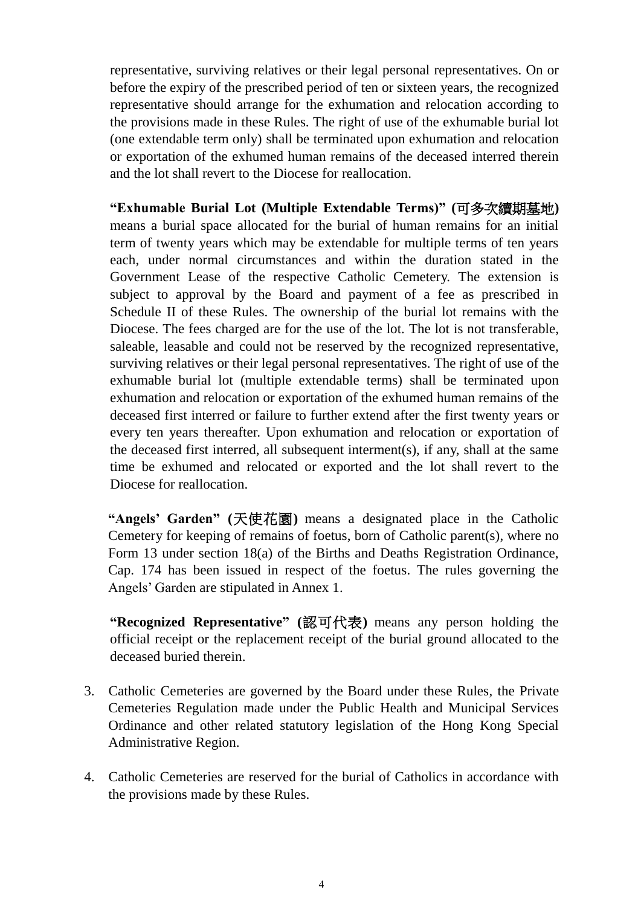representative, surviving relatives or their legal personal representatives. On or before the expiry of the prescribed period of ten or sixteen years, the recognized representative should arrange for the exhumation and relocation according to the provisions made in these Rules. The right of use of the exhumable burial lot (one extendable term only) shall be terminated upon exhumation and relocation or exportation of the exhumed human remains of the deceased interred therein and the lot shall revert to the Diocese for reallocation.

**"Exhumable Burial Lot (Multiple Extendable Terms)" (可多次續期墓地)** means a burial space allocated for the burial of human remains for an initial term of twenty years which may be extendable for multiple terms of ten years each, under normal circumstances and within the duration stated in the Government Lease of the respective Catholic Cemetery. The extension is subject to approval by the Board and payment of a fee as prescribed in Schedule II of these Rules. The ownership of the burial lot remains with the Diocese. The fees charged are for the use of the lot. The lot is not transferable, saleable, leasable and could not be reserved by the recognized representative, surviving relatives or their legal personal representatives. The right of use of the exhumable burial lot (multiple extendable terms) shall be terminated upon exhumation and relocation or exportation of the exhumed human remains of the deceased first interred or failure to further extend after the first twenty years or every ten years thereafter. Upon exhumation and relocation or exportation of the deceased first interred, all subsequent interment(s), if any, shall at the same time be exhumed and relocated or exported and the lot shall revert to the Diocese for reallocation.

**"Angels' Garden" (天使花園)** means a designated place in the Catholic Cemetery for keeping of remains of foetus, born of Catholic parent(s), where no Form 13 under section 18(a) of the Births and Deaths Registration Ordinance, Cap. 174 has been issued in respect of the foetus. The rules governing the Angels' Garden are stipulated in Annex 1.

**"Recognized Representative" (認可代表)** means any person holding the official receipt or the replacement receipt of the burial ground allocated to the deceased buried therein.

3. Catholic Cemeteries are governed by the Board under these Rules, the Private Cemeteries Regulation made under the Public Health and Municipal Services Ordinance and other related statutory legislation of the Hong Kong Special Administrative Region.

4. Catholic Cemeteries are reserved for the burial of Catholics in accordance with the provisions made by these Rules.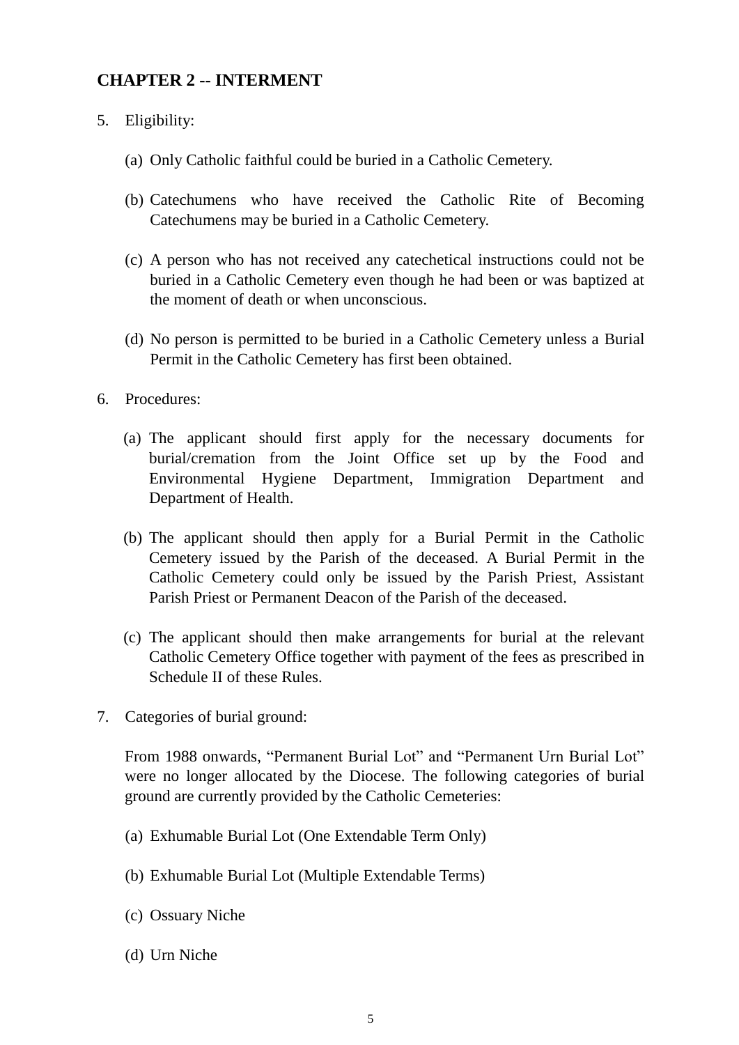## CHAPTER 2 -- INTERMENT

5. Eligibility:

   (a) Only Catholic faithful could be buried in a Catholic Cemetery.

   (b) Catechumens who have received the Catholic Rite of Becoming Catechumens may be buried in a Catholic Cemetery.

   (c) A person who has not received any catechetical instructions could not be buried in a Catholic Cemetery even though he had been or was baptized at the moment of death or when unconscious.

   (d) No person is permitted to be buried in a Catholic Cemetery unless a Burial Permit in the Catholic Cemetery has first been obtained.

6. Procedures:

   (a) The applicant should first apply for the necessary documents for burial/cremation from the Joint Office set up by the Food and Environmental Hygiene Department, Immigration Department and Department of Health.

   (b) The applicant should then apply for a Burial Permit in the Catholic Cemetery issued by the Parish of the deceased. A Burial Permit in the Catholic Cemetery could only be issued by the Parish Priest, Assistant Parish Priest or Permanent Deacon of the Parish of the deceased.

   (c) The applicant should then make arrangements for burial at the relevant Catholic Cemetery Office together with payment of the fees as prescribed in Schedule II of these Rules.

7. Categories of burial ground:

   From 1988 onwards, “Permanent Burial Lot” and “Permanent Urn Burial Lot” were no longer allocated by the Diocese. The following categories of burial ground are currently provided by the Catholic Cemeteries:

   (a) Exhumable Burial Lot (One Extendable Term Only)

   (b) Exhumable Burial Lot (Multiple Extendable Terms)

   (c) Ossuary Niche

   (d) Urn Niche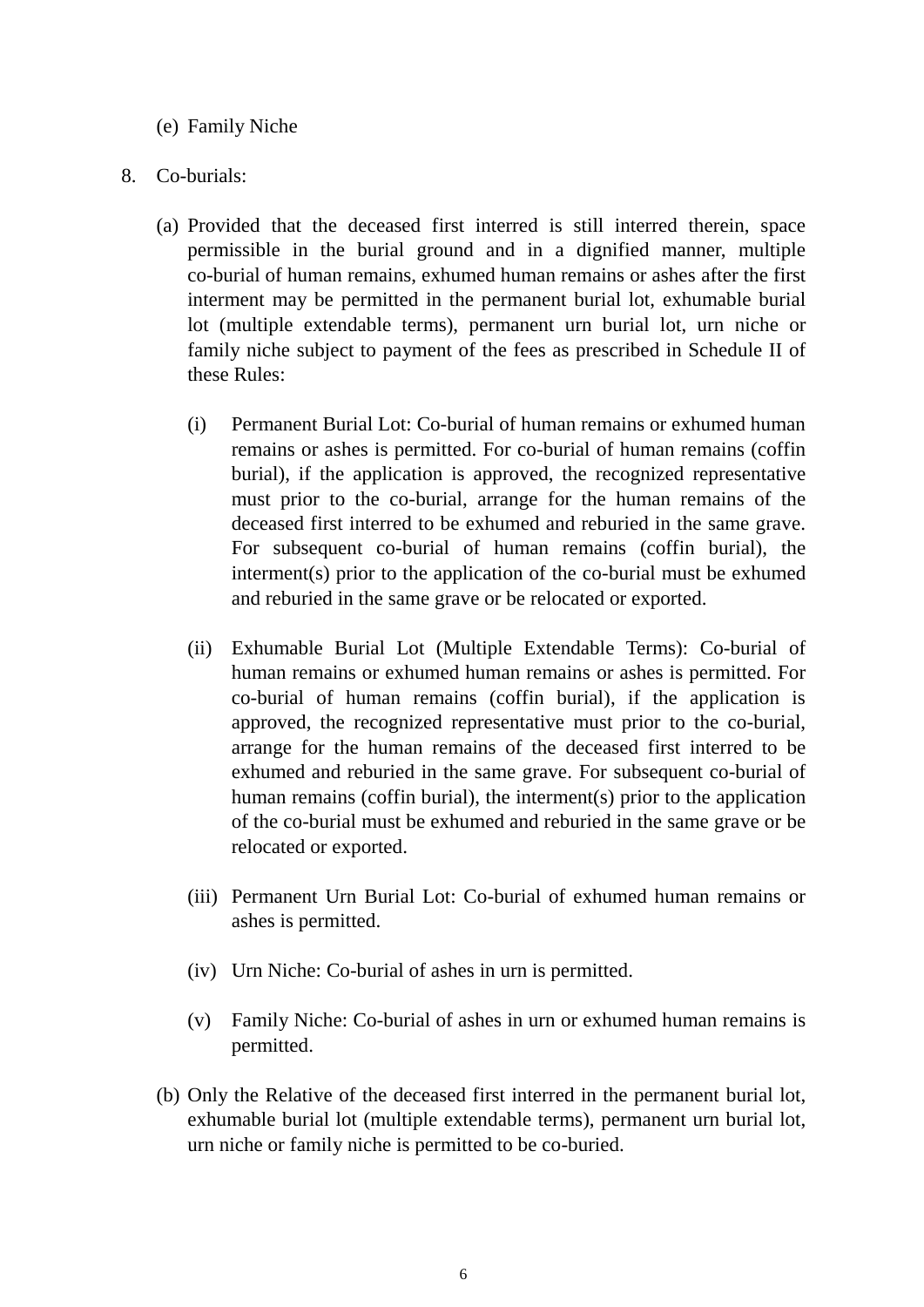(e) Family Niche

8. Co-burials:

   (a) Provided that the deceased first interred is still interred therein, space permissible in the burial ground and in a dignified manner, multiple co-burial of human remains, exhumed human remains or ashes after the first interment may be permitted in the permanent burial lot, exhumable burial lot (multiple extendable terms), permanent urn burial lot, urn niche or family niche subject to payment of the fees as prescribed in Schedule II of these Rules:

      (i) Permanent Burial Lot: Co-burial of human remains or exhumed human remains or ashes is permitted. For co-burial of human remains (coffin burial), if the application is approved, the recognized representative must prior to the co-burial, arrange for the human remains of the deceased first interred to be exhumed and reburied in the same grave. For subsequent co-burial of human remains (coffin burial), the interment(s) prior to the application of the co-burial must be exhumed and reburied in the same grave or be relocated or exported.

      (ii) Exhumable Burial Lot (Multiple Extendable Terms): Co-burial of human remains or exhumed human remains or ashes is permitted. For co-burial of human remains (coffin burial), if the application is approved, the recognized representative must prior to the co-burial, arrange for the human remains of the deceased first interred to be exhumed and reburied in the same grave. For subsequent co-burial of human remains (coffin burial), the interment(s) prior to the application of the co-burial must be exhumed and reburied in the same grave or be relocated or exported.

      (iii) Permanent Urn Burial Lot: Co-burial of exhumed human remains or ashes is permitted.

      (iv) Urn Niche: Co-burial of ashes in urn is permitted.

      (v) Family Niche: Co-burial of ashes in urn or exhumed human remains is permitted.

   (b) Only the Relative of the deceased first interred in the permanent burial lot, exhumable burial lot (multiple extendable terms), permanent urn burial lot, urn niche or family niche is permitted to be co-buried.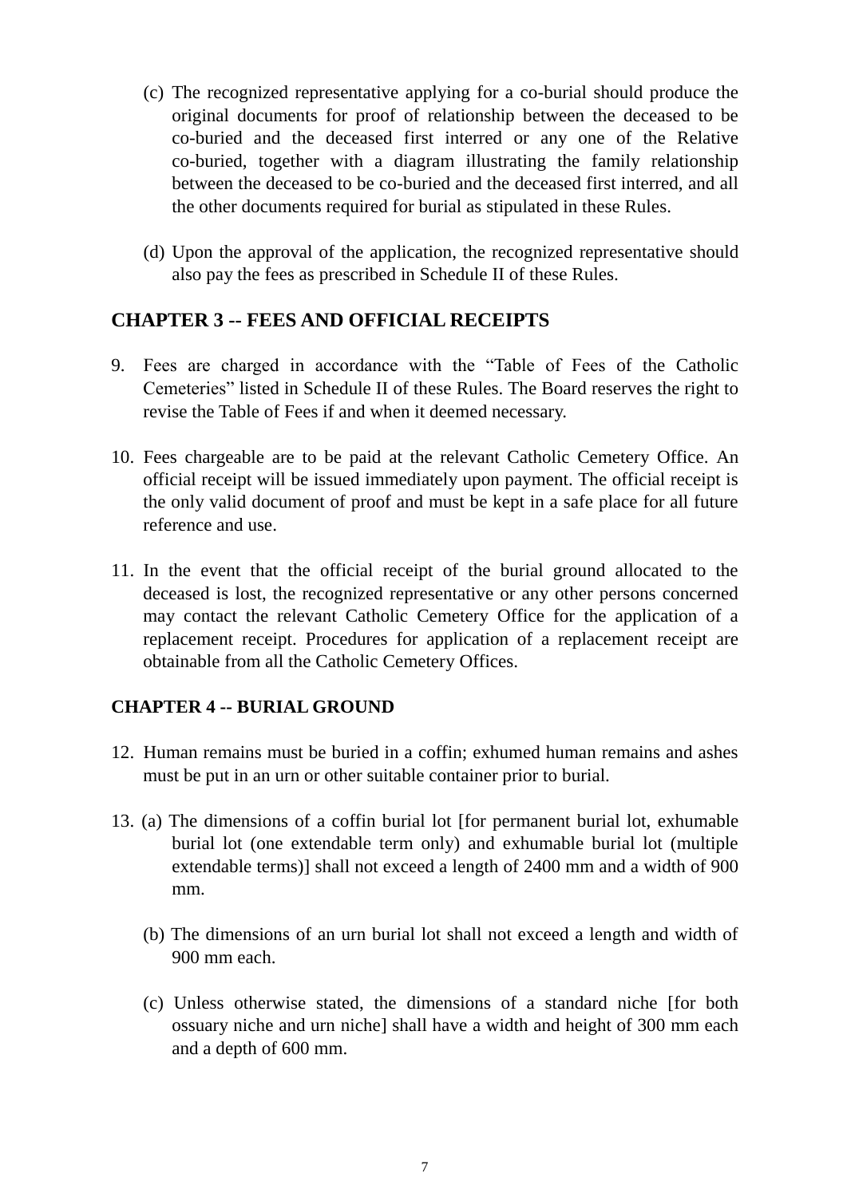(c) The recognized representative applying for a co-burial should produce the original documents for proof of relationship between the deceased to be co-buried and the deceased first interred or any one of the Relative co-buried, together with a diagram illustrating the family relationship between the deceased to be co-buried and the deceased first interred, and all the other documents required for burial as stipulated in these Rules.

(d) Upon the approval of the application, the recognized representative should also pay the fees as prescribed in Schedule II of these Rules.

## CHAPTER 3 -- FEES AND OFFICIAL RECEIPTS

9. Fees are charged in accordance with the "Table of Fees of the Catholic Cemeteries" listed in Schedule II of these Rules. The Board reserves the right to revise the Table of Fees if and when it deemed necessary.

10. Fees chargeable are to be paid at the relevant Catholic Cemetery Office. An official receipt will be issued immediately upon payment. The official receipt is the only valid document of proof and must be kept in a safe place for all future reference and use.

11. In the event that the official receipt of the burial ground allocated to the deceased is lost, the recognized representative or any other persons concerned may contact the relevant Catholic Cemetery Office for the application of a replacement receipt. Procedures for application of a replacement receipt are obtainable from all the Catholic Cemetery Offices.

## CHAPTER 4 -- BURIAL GROUND

12. Human remains must be buried in a coffin; exhumed human remains and ashes must be put in an urn or other suitable container prior to burial.

13. (a) The dimensions of a coffin burial lot [for permanent burial lot, exhumable burial lot (one extendable term only) and exhumable burial lot (multiple extendable terms)] shall not exceed a length of 2400 mm and a width of 900 mm.

    (b) The dimensions of an urn burial lot shall not exceed a length and width of 900 mm each.

    (c) Unless otherwise stated, the dimensions of a standard niche [for both ossuary niche and urn niche] shall have a width and height of 300 mm each and a depth of 600 mm.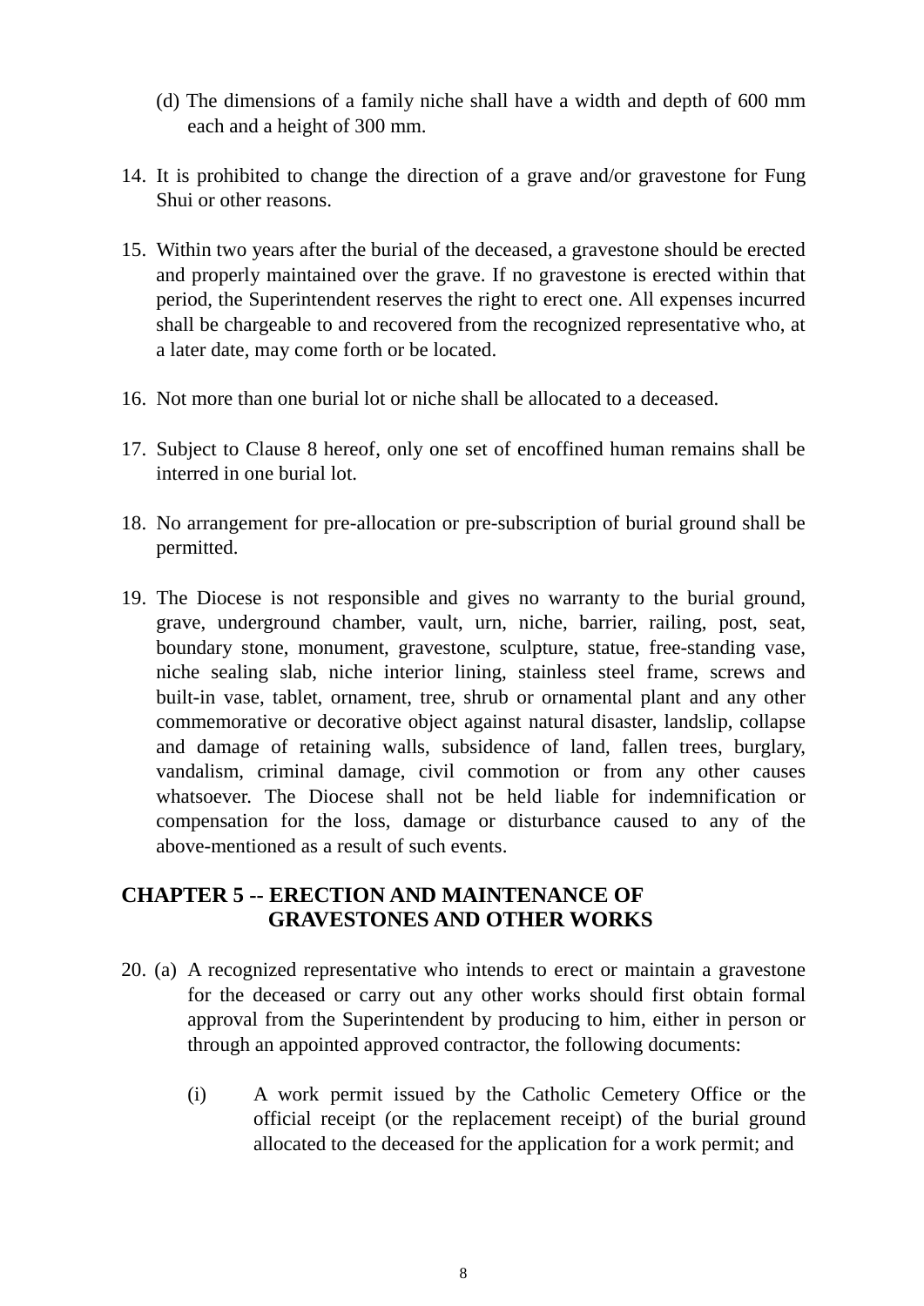(d) The dimensions of a family niche shall have a width and depth of 600 mm each and a height of 300 mm.

14. It is prohibited to change the direction of a grave and/or gravestone for Fung Shui or other reasons.

15. Within two years after the burial of the deceased, a gravestone should be erected and properly maintained over the grave. If no gravestone is erected within that period, the Superintendent reserves the right to erect one. All expenses incurred shall be chargeable to and recovered from the recognized representative who, at a later date, may come forth or be located.

16. Not more than one burial lot or niche shall be allocated to a deceased.

17. Subject to Clause 8 hereof, only one set of encoffined human remains shall be interred in one burial lot.

18. No arrangement for pre-allocation or pre-subscription of burial ground shall be permitted.

19. The Diocese is not responsible and gives no warranty to the burial ground, grave, underground chamber, vault, urn, niche, barrier, railing, post, seat, boundary stone, monument, gravestone, sculpture, statue, free-standing vase, niche sealing slab, niche interior lining, stainless steel frame, screws and built-in vase, tablet, ornament, tree, shrub or ornamental plant and any other commemorative or decorative object against natural disaster, landslip, collapse and damage of retaining walls, subsidence of land, fallen trees, burglary, vandalism, criminal damage, civil commotion or from any other causes whatsoever. The Diocese shall not be held liable for indemnification or compensation for the loss, damage or disturbance caused to any of the above-mentioned as a result of such events.

## CHAPTER 5 -- ERECTION AND MAINTENANCE OF GRAVESTONES AND OTHER WORKS

20. (a) A recognized representative who intends to erect or maintain a gravestone for the deceased or carry out any other works should first obtain formal approval from the Superintendent by producing to him, either in person or through an appointed approved contractor, the following documents:

    (i) A work permit issued by the Catholic Cemetery Office or the official receipt (or the replacement receipt) of the burial ground allocated to the deceased for the application for a work permit; and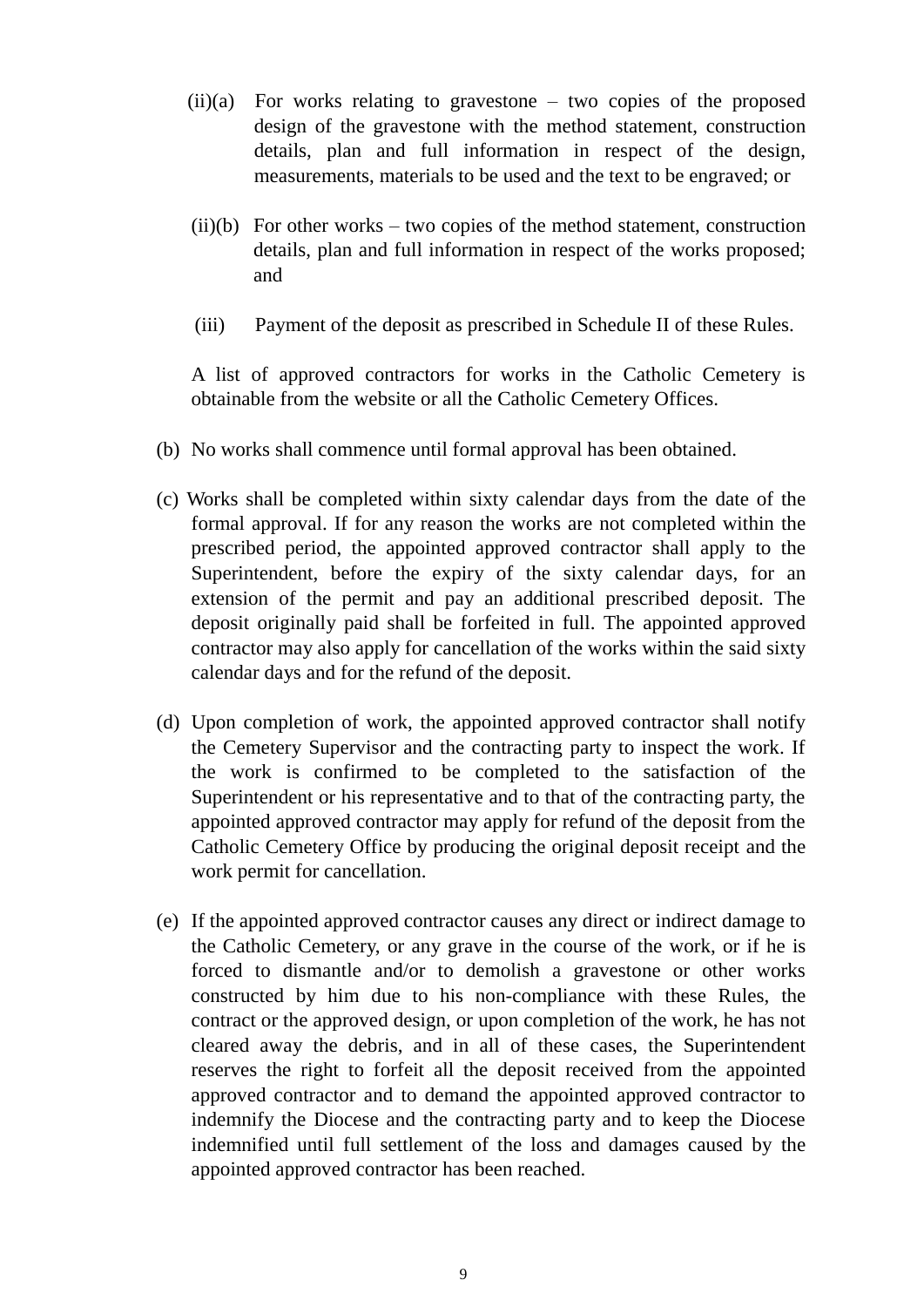(ii)(a) For works relating to gravestone – two copies of the proposed design of the gravestone with the method statement, construction details, plan and full information in respect of the design, measurements, materials to be used and the text to be engraved; or

(ii)(b) For other works – two copies of the method statement, construction details, plan and full information in respect of the works proposed; and

(iii) Payment of the deposit as prescribed in Schedule II of these Rules.

A list of approved contractors for works in the Catholic Cemetery is obtainable from the website or all the Catholic Cemetery Offices.

(b) No works shall commence until formal approval has been obtained.

(c) Works shall be completed within sixty calendar days from the date of the formal approval. If for any reason the works are not completed within the prescribed period, the appointed approved contractor shall apply to the Superintendent, before the expiry of the sixty calendar days, for an extension of the permit and pay an additional prescribed deposit. The deposit originally paid shall be forfeited in full. The appointed approved contractor may also apply for cancellation of the works within the said sixty calendar days and for the refund of the deposit.

(d) Upon completion of work, the appointed approved contractor shall notify the Cemetery Supervisor and the contracting party to inspect the work. If the work is confirmed to be completed to the satisfaction of the Superintendent or his representative and to that of the contracting party, the appointed approved contractor may apply for refund of the deposit from the Catholic Cemetery Office by producing the original deposit receipt and the work permit for cancellation.

(e) If the appointed approved contractor causes any direct or indirect damage to the Catholic Cemetery, or any grave in the course of the work, or if he is forced to dismantle and/or to demolish a gravestone or other works constructed by him due to his non-compliance with these Rules, the contract or the approved design, or upon completion of the work, he has not cleared away the debris, and in all of these cases, the Superintendent reserves the right to forfeit all the deposit received from the appointed approved contractor and to demand the appointed approved contractor to indemnify the Diocese and the contracting party and to keep the Diocese indemnified until full settlement of the loss and damages caused by the appointed approved contractor has been reached.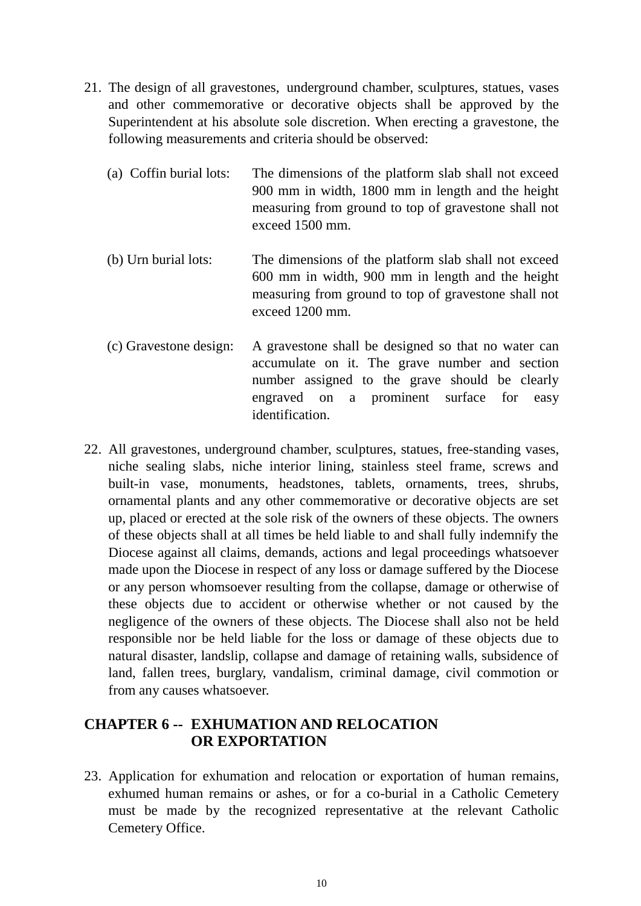21. The design of all gravestones, underground chamber, sculptures, statues, vases and other commemorative or decorative objects shall be approved by the Superintendent at his absolute sole discretion. When erecting a gravestone, the following measurements and criteria should be observed:

    (a) Coffin burial lots: The dimensions of the platform slab shall not exceed 900 mm in width, 1800 mm in length and the height measuring from ground to top of gravestone shall not exceed 1500 mm.

    (b) Urn burial lots: The dimensions of the platform slab shall not exceed 600 mm in width, 900 mm in length and the height measuring from ground to top of gravestone shall not exceed 1200 mm.

    (c) Gravestone design: A gravestone shall be designed so that no water can accumulate on it. The grave number and section number assigned to the grave should be clearly engraved on a prominent surface for easy identification.

22. All gravestones, underground chamber, sculptures, statues, free-standing vases, niche sealing slabs, niche interior lining, stainless steel frame, screws and built-in vase, monuments, headstones, tablets, ornaments, trees, shrubs, ornamental plants and any other commemorative or decorative objects are set up, placed or erected at the sole risk of the owners of these objects. The owners of these objects shall at all times be held liable to and shall fully indemnify the Diocese against all claims, demands, actions and legal proceedings whatsoever made upon the Diocese in respect of any loss or damage suffered by the Diocese or any person whomsoever resulting from the collapse, damage or otherwise of these objects due to accident or otherwise whether or not caused by the negligence of the owners of these objects. The Diocese shall also not be held responsible nor be held liable for the loss or damage of these objects due to natural disaster, landslip, collapse and damage of retaining walls, subsidence of land, fallen trees, burglary, vandalism, criminal damage, civil commotion or from any causes whatsoever.

## CHAPTER 6 -- EXHUMATION AND RELOCATION OR EXPORTATION

23. Application for exhumation and relocation or exportation of human remains, exhumed human remains or ashes, or for a co-burial in a Catholic Cemetery must be made by the recognized representative at the relevant Catholic Cemetery Office.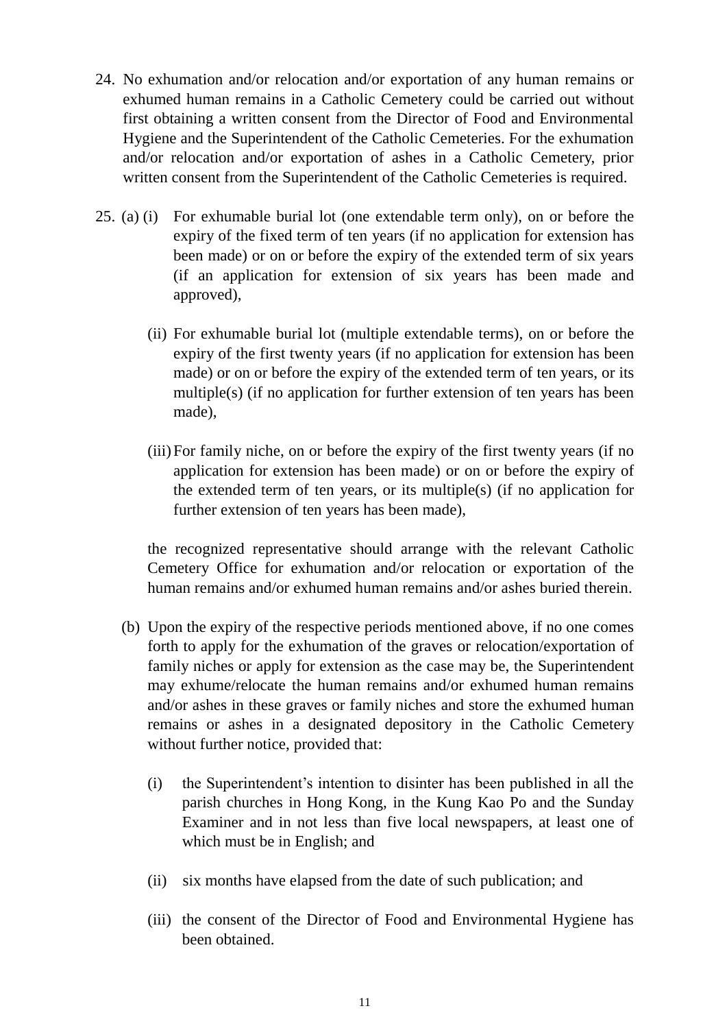24. No exhumation and/or relocation and/or exportation of any human remains or exhumed human remains in a Catholic Cemetery could be carried out without first obtaining a written consent from the Director of Food and Environmental Hygiene and the Superintendent of the Catholic Cemeteries. For the exhumation and/or relocation and/or exportation of ashes in a Catholic Cemetery, prior written consent from the Superintendent of the Catholic Cemeteries is required.

25. (a) (i) For exhumable burial lot (one extendable term only), on or before the expiry of the fixed term of ten years (if no application for extension has been made) or on or before the expiry of the extended term of six years (if an application for extension of six years has been made and approved),

    (ii) For exhumable burial lot (multiple extendable terms), on or before the expiry of the first twenty years (if no application for extension has been made) or on or before the expiry of the extended term of ten years, or its multiple(s) (if no application for further extension of ten years has been made),

    (iii) For family niche, on or before the expiry of the first twenty years (if no application for extension has been made) or on or before the expiry of the extended term of ten years, or its multiple(s) (if no application for further extension of ten years has been made),

    the recognized representative should arrange with the relevant Catholic Cemetery Office for exhumation and/or relocation or exportation of the human remains and/or exhumed human remains and/or ashes buried therein.

    (b) Upon the expiry of the respective periods mentioned above, if no one comes forth to apply for the exhumation of the graves or relocation/exportation of family niches or apply for extension as the case may be, the Superintendent may exhume/relocate the human remains and/or exhumed human remains and/or ashes in these graves or family niches and store the exhumed human remains or ashes in a designated depository in the Catholic Cemetery without further notice, provided that:

    (i) the Superintendent's intention to disinter has been published in all the parish churches in Hong Kong, in the Kung Kao Po and the Sunday Examiner and in not less than five local newspapers, at least one of which must be in English; and

    (ii) six months have elapsed from the date of such publication; and

    (iii) the consent of the Director of Food and Environmental Hygiene has been obtained.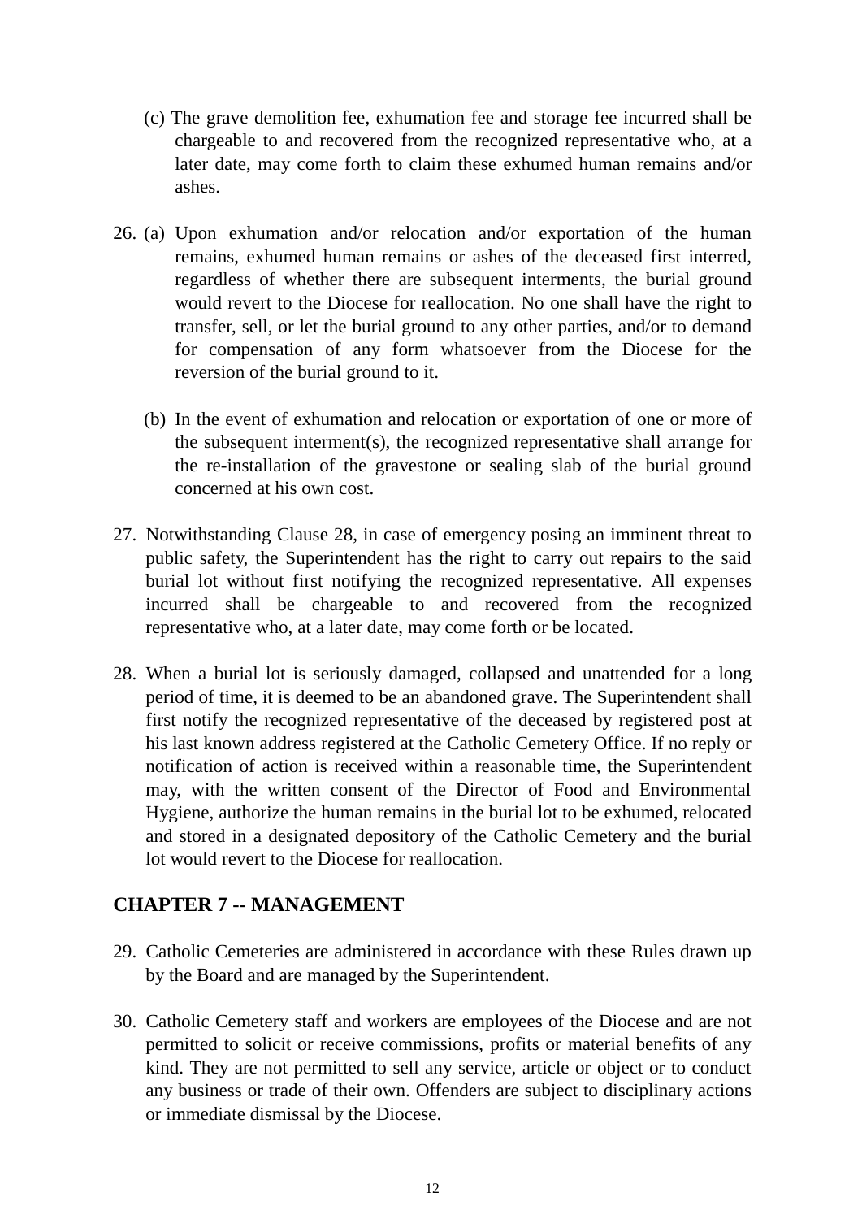(c) The grave demolition fee, exhumation fee and storage fee incurred shall be chargeable to and recovered from the recognized representative who, at a later date, may come forth to claim these exhumed human remains and/or ashes.

26. (a) Upon exhumation and/or relocation and/or exportation of the human remains, exhumed human remains or ashes of the deceased first interred, regardless of whether there are subsequent interments, the burial ground would revert to the Diocese for reallocation. No one shall have the right to transfer, sell, or let the burial ground to any other parties, and/or to demand for compensation of any form whatsoever from the Diocese for the reversion of the burial ground to it.

    (b) In the event of exhumation and relocation or exportation of one or more of the subsequent interment(s), the recognized representative shall arrange for the re-installation of the gravestone or sealing slab of the burial ground concerned at his own cost.

27. Notwithstanding Clause 28, in case of emergency posing an imminent threat to public safety, the Superintendent has the right to carry out repairs to the said burial lot without first notifying the recognized representative. All expenses incurred shall be chargeable to and recovered from the recognized representative who, at a later date, may come forth or be located.

28. When a burial lot is seriously damaged, collapsed and unattended for a long period of time, it is deemed to be an abandoned grave. The Superintendent shall first notify the recognized representative of the deceased by registered post at his last known address registered at the Catholic Cemetery Office. If no reply or notification of action is received within a reasonable time, the Superintendent may, with the written consent of the Director of Food and Environmental Hygiene, authorize the human remains in the burial lot to be exhumed, relocated and stored in a designated depository of the Catholic Cemetery and the burial lot would revert to the Diocese for reallocation.

## CHAPTER 7 -- MANAGEMENT

29. Catholic Cemeteries are administered in accordance with these Rules drawn up by the Board and are managed by the Superintendent.

30. Catholic Cemetery staff and workers are employees of the Diocese and are not permitted to solicit or receive commissions, profits or material benefits of any kind. They are not permitted to sell any service, article or object or to conduct any business or trade of their own. Offenders are subject to disciplinary actions or immediate dismissal by the Diocese.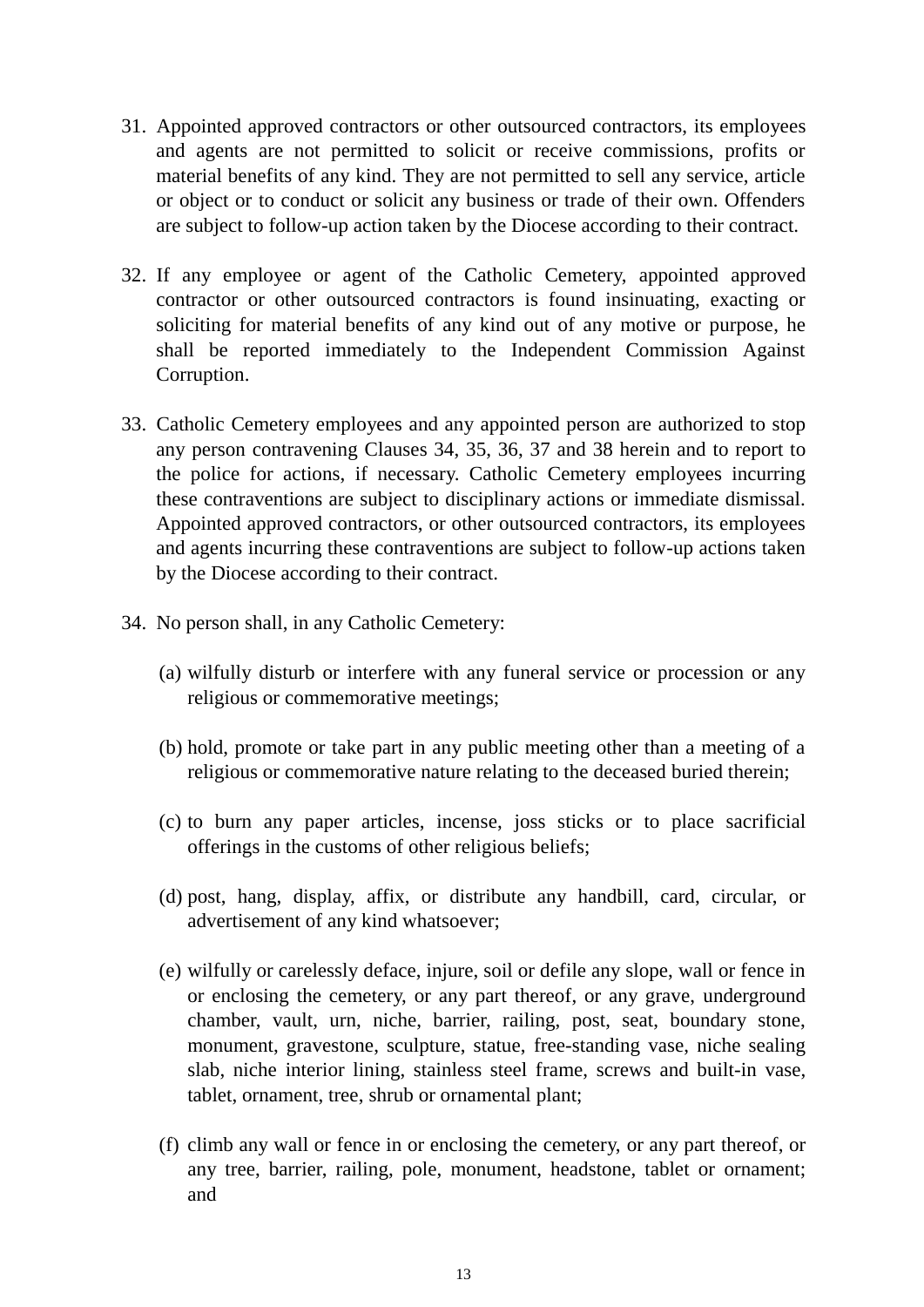31. Appointed approved contractors or other outsourced contractors, its employees and agents are not permitted to solicit or receive commissions, profits or material benefits of any kind. They are not permitted to sell any service, article or object or to conduct or solicit any business or trade of their own. Offenders are subject to follow-up action taken by the Diocese according to their contract.

32. If any employee or agent of the Catholic Cemetery, appointed approved contractor or other outsourced contractors is found insinuating, exacting or soliciting for material benefits of any kind out of any motive or purpose, he shall be reported immediately to the Independent Commission Against Corruption.

33. Catholic Cemetery employees and any appointed person are authorized to stop any person contravening Clauses 34, 35, 36, 37 and 38 herein and to report to the police for actions, if necessary. Catholic Cemetery employees incurring these contraventions are subject to disciplinary actions or immediate dismissal. Appointed approved contractors, or other outsourced contractors, its employees and agents incurring these contraventions are subject to follow-up actions taken by the Diocese according to their contract.

34. No person shall, in any Catholic Cemetery:

    (a) wilfully disturb or interfere with any funeral service or procession or any religious or commemorative meetings;

    (b) hold, promote or take part in any public meeting other than a meeting of a religious or commemorative nature relating to the deceased buried therein;

    (c) to burn any paper articles, incense, joss sticks or to place sacrificial offerings in the customs of other religious beliefs;

    (d) post, hang, display, affix, or distribute any handbill, card, circular, or advertisement of any kind whatsoever;

    (e) wilfully or carelessly deface, injure, soil or defile any slope, wall or fence in or enclosing the cemetery, or any part thereof, or any grave, underground chamber, vault, urn, niche, barrier, railing, post, seat, boundary stone, monument, gravestone, sculpture, statue, free-standing vase, niche sealing slab, niche interior lining, stainless steel frame, screws and built-in vase, tablet, ornament, tree, shrub or ornamental plant;

    (f) climb any wall or fence in or enclosing the cemetery, or any part thereof, or any tree, barrier, railing, pole, monument, headstone, tablet or ornament; and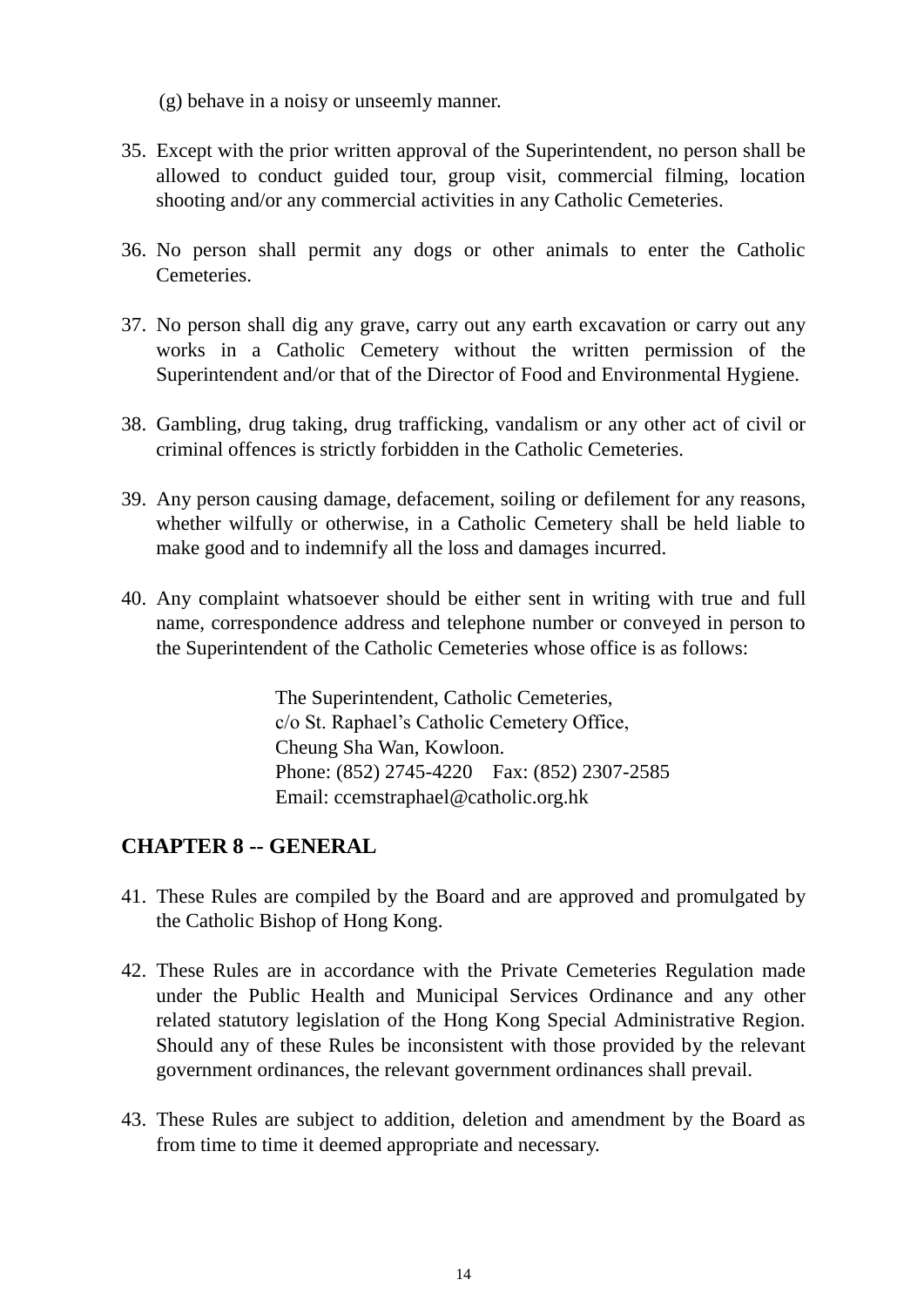(g) behave in a noisy or unseemly manner.

35. Except with the prior written approval of the Superintendent, no person shall be allowed to conduct guided tour, group visit, commercial filming, location shooting and/or any commercial activities in any Catholic Cemeteries.

36. No person shall permit any dogs or other animals to enter the Catholic Cemeteries.

37. No person shall dig any grave, carry out any earth excavation or carry out any works in a Catholic Cemetery without the written permission of the Superintendent and/or that of the Director of Food and Environmental Hygiene.

38. Gambling, drug taking, drug trafficking, vandalism or any other act of civil or criminal offences is strictly forbidden in the Catholic Cemeteries.

39. Any person causing damage, defacement, soiling or defilement for any reasons, whether wilfully or otherwise, in a Catholic Cemetery shall be held liable to make good and to indemnify all the loss and damages incurred.

40. Any complaint whatsoever should be either sent in writing with true and full name, correspondence address and telephone number or conveyed in person to the Superintendent of the Catholic Cemeteries whose office is as follows:

    The Superintendent, Catholic Cemeteries,
    c/o St. Raphael's Catholic Cemetery Office,
    Cheung Sha Wan, Kowloon.
    Phone: (852) 2745-4220 Fax: (852) 2307-2585
    Email: ccemstraphael@catholic.org.hk

## CHAPTER 8 -- GENERAL

41. These Rules are compiled by the Board and are approved and promulgated by the Catholic Bishop of Hong Kong.

42. These Rules are in accordance with the Private Cemeteries Regulation made under the Public Health and Municipal Services Ordinance and any other related statutory legislation of the Hong Kong Special Administrative Region. Should any of these Rules be inconsistent with those provided by the relevant government ordinances, the relevant government ordinances shall prevail.

43. These Rules are subject to addition, deletion and amendment by the Board as from time to time it deemed appropriate and necessary.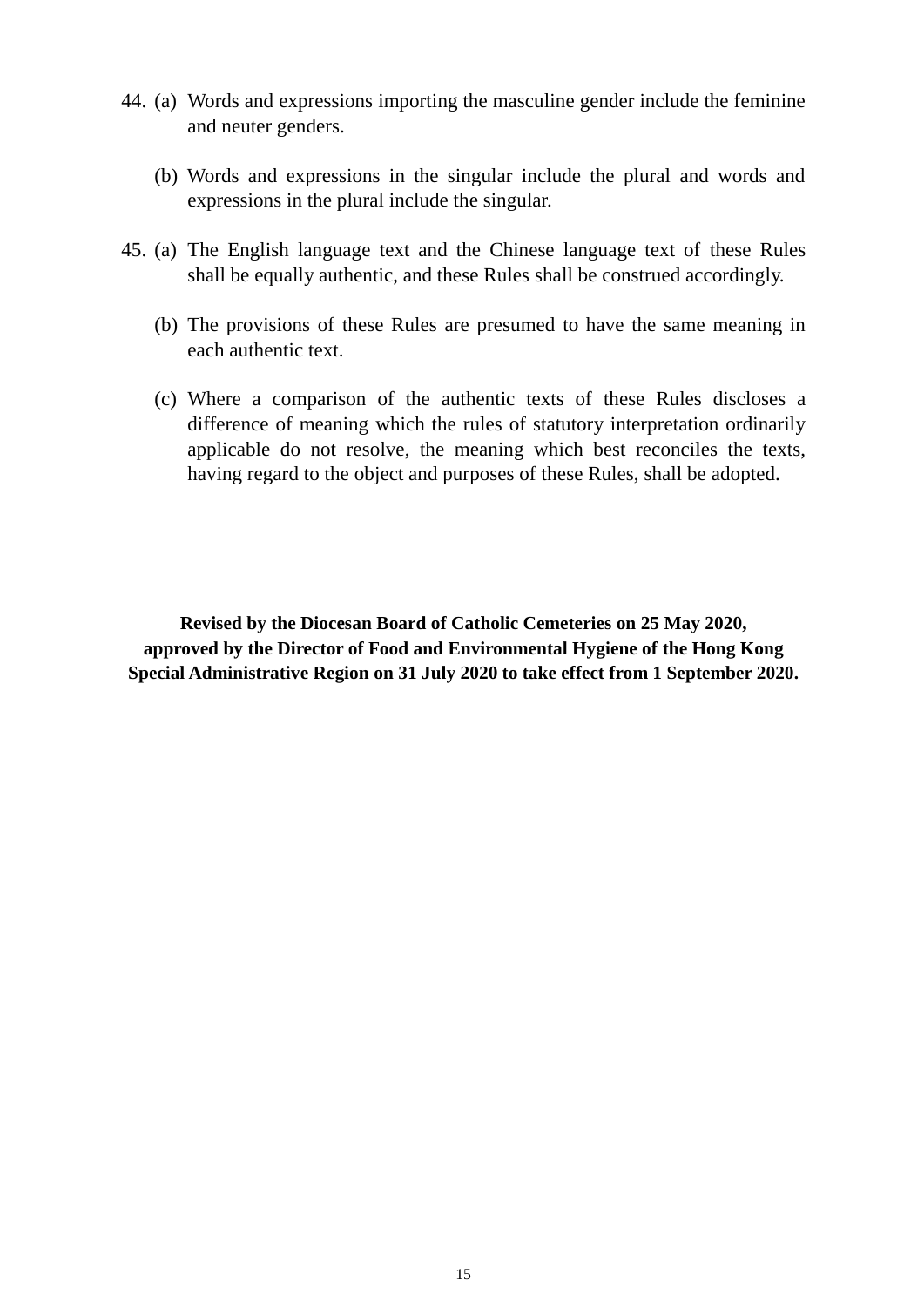44. (a) Words and expressions importing the masculine gender include the feminine and neuter genders.

    (b) Words and expressions in the singular include the plural and words and expressions in the plural include the singular.

45. (a) The English language text and the Chinese language text of these Rules shall be equally authentic, and these Rules shall be construed accordingly.

    (b) The provisions of these Rules are presumed to have the same meaning in each authentic text.

    (c) Where a comparison of the authentic texts of these Rules discloses a difference of meaning which the rules of statutory interpretation ordinarily applicable do not resolve, the meaning which best reconciles the texts, having regard to the object and purposes of these Rules, shall be adopted.

**Revised by the Diocesan Board of Catholic Cemeteries on 25 May 2020, approved by the Director of Food and Environmental Hygiene of the Hong Kong Special Administrative Region on 31 July 2020 to take effect from 1 September 2020.**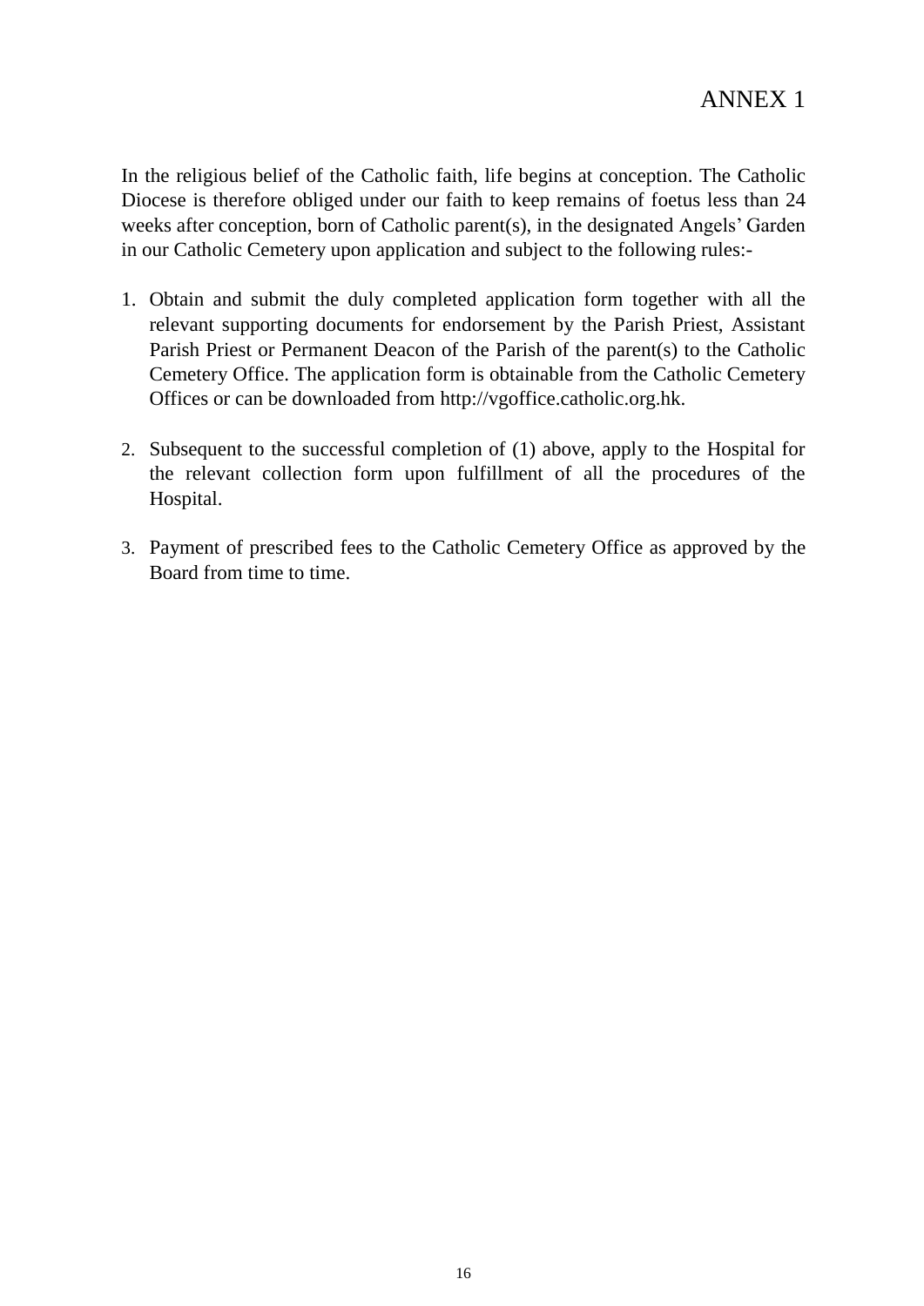# ANNEX 1

In the religious belief of the Catholic faith, life begins at conception. The Catholic Diocese is therefore obliged under our faith to keep remains of foetus less than 24 weeks after conception, born of Catholic parent(s), in the designated Angels' Garden in our Catholic Cemetery upon application and subject to the following rules:-

1. Obtain and submit the duly completed application form together with all the relevant supporting documents for endorsement by the Parish Priest, Assistant Parish Priest or Permanent Deacon of the Parish of the parent(s) to the Catholic Cemetery Office. The application form is obtainable from the Catholic Cemetery Offices or can be downloaded from http://vgoffice.catholic.org.hk.

2. Subsequent to the successful completion of (1) above, apply to the Hospital for the relevant collection form upon fulfillment of all the procedures of the Hospital.

3. Payment of prescribed fees to the Catholic Cemetery Office as approved by the Board from time to time.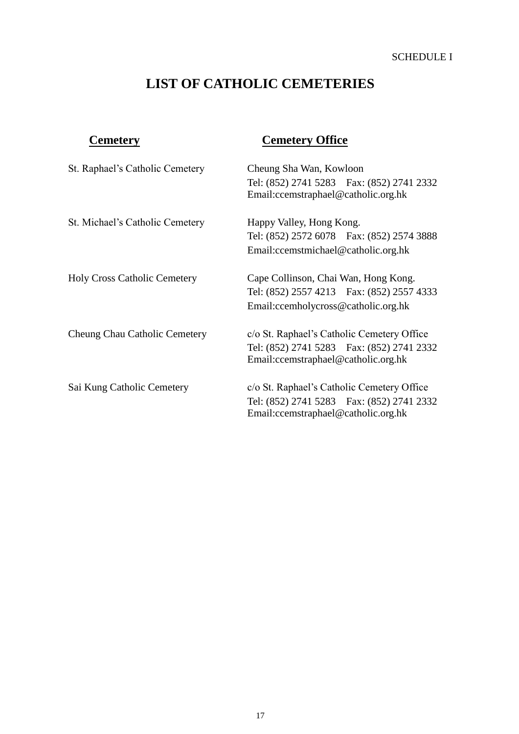SCHEDULE I

# LIST OF CATHOLIC CEMETERIES

| **Cemetery** | **Cemetery Office** |
|---|---|
| St. Raphael's Catholic Cemetery | Cheung Sha Wan, Kowloon<br>Tel: (852) 2741 5283 Fax: (852) 2741 2332<br>Email:ccemstraphael@catholic.org.hk |
| St. Michael's Catholic Cemetery | Happy Valley, Hong Kong.<br>Tel: (852) 2572 6078 Fax: (852) 2574 3888<br>Email:ccemstmichael@catholic.org.hk |
| Holy Cross Catholic Cemetery | Cape Collinson, Chai Wan, Hong Kong.<br>Tel: (852) 2557 4213 Fax: (852) 2557 4333<br>Email:ccemholycross@catholic.org.hk |
| Cheung Chau Catholic Cemetery | c/o St. Raphael's Catholic Cemetery Office<br>Tel: (852) 2741 5283 Fax: (852) 2741 2332<br>Email:ccemstraphael@catholic.org.hk |
| Sai Kung Catholic Cemetery | c/o St. Raphael's Catholic Cemetery Office<br>Tel: (852) 2741 5283 Fax: (852) 2741 2332<br>Email:ccemstraphael@catholic.org.hk |